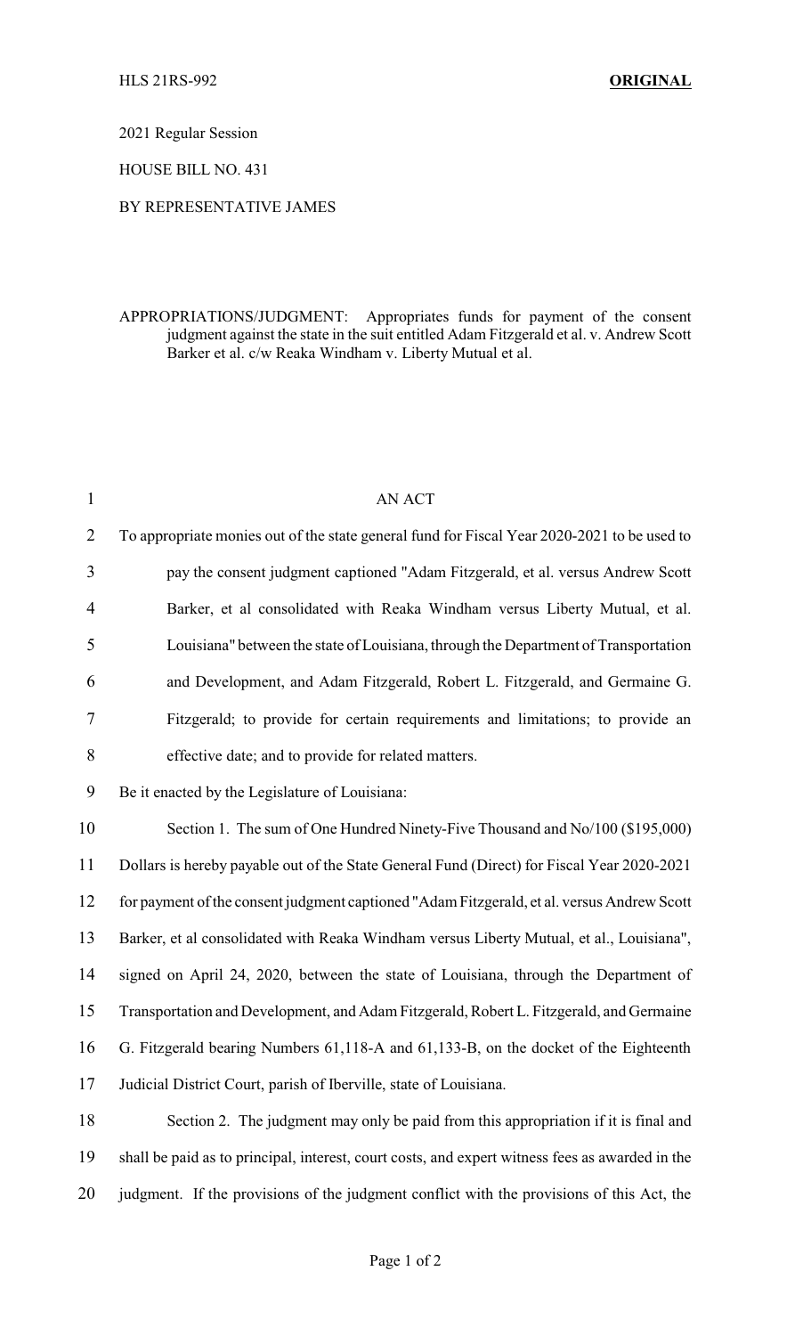HLS 21RS-992 **ORIGINAL**

2021 Regular Session

HOUSE BILL NO. 431

BY REPRESENTATIVE JAMES

APPROPRIATIONS/JUDGMENT: Appropriates funds for payment of the consent judgment against the state in the suit entitled Adam Fitzgerald et al. v. Andrew Scott Barker et al. c/w Reaka Windham v. Liberty Mutual et al.

AN ACT

To appropriate monies out of the state general fund for Fiscal Year 2020-2021 to be used to pay the consent judgment captioned "Adam Fitzgerald, et al. versus Andrew Scott Barker, et al consolidated with Reaka Windham versus Liberty Mutual, et al. Louisiana" between the state of Louisiana, through the Department of Transportation and Development, and Adam Fitzgerald, Robert L. Fitzgerald, and Germaine G. Fitzgerald; to provide for certain requirements and limitations; to provide an effective date; and to provide for related matters.

Be it enacted by the Legislature of Louisiana:

Section 1. The sum of One Hundred Ninety-Five Thousand and No/100 ($195,000) Dollars is hereby payable out of the State General Fund (Direct) for Fiscal Year 2020-2021 for payment of the consent judgment captioned "Adam Fitzgerald, et al. versus Andrew Scott Barker, et al consolidated with Reaka Windham versus Liberty Mutual, et al., Louisiana", signed on April 24, 2020, between the state of Louisiana, through the Department of Transportation and Development, and Adam Fitzgerald, Robert L. Fitzgerald, and Germaine G. Fitzgerald bearing Numbers 61,118-A and 61,133-B, on the docket of the Eighteenth Judicial District Court, parish of Iberville, state of Louisiana.

Section 2. The judgment may only be paid from this appropriation if it is final and shall be paid as to principal, interest, court costs, and expert witness fees as awarded in the judgment. If the provisions of the judgment conflict with the provisions of this Act, the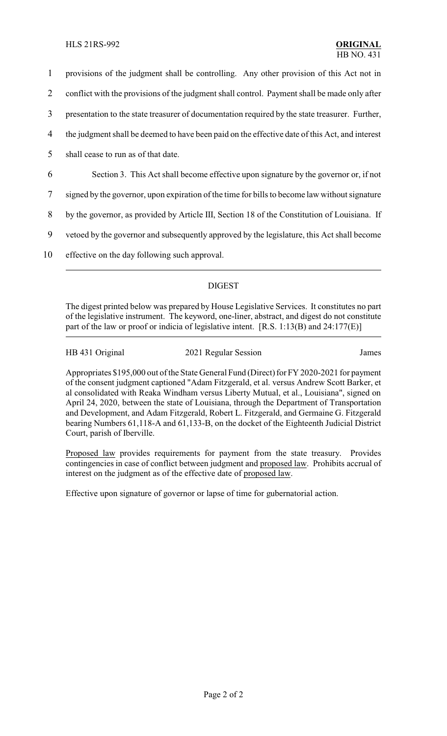provisions of the judgment shall be controlling. Any other provision of this Act not in conflict with the provisions of the judgment shall control. Payment shall be made only after presentation to the state treasurer of documentation required by the state treasurer. Further, the judgment shall be deemed to have been paid on the effective date of this Act, and interest shall cease to run as of that date.

Section 3. This Act shall become effective upon signature by the governor or, if not signed by the governor, upon expiration of the time for bills to become law without signature by the governor, as provided by Article III, Section 18 of the Constitution of Louisiana. If vetoed by the governor and subsequently approved by the legislature, this Act shall become effective on the day following such approval.

## DIGEST

The digest printed below was prepared by House Legislative Services. It constitutes no part of the legislative instrument. The keyword, one-liner, abstract, and digest do not constitute part of the law or proof or indicia of legislative intent. [R.S. 1:13(B) and 24:177(E)]

HB 431 Original — 2021 Regular Session — James

Appropriates $195,000 out of the State General Fund (Direct) for FY 2020-2021 for payment of the consent judgment captioned "Adam Fitzgerald, et al. versus Andrew Scott Barker, et al consolidated with Reaka Windham versus Liberty Mutual, et al., Louisiana", signed on April 24, 2020, between the state of Louisiana, through the Department of Transportation and Development, and Adam Fitzgerald, Robert L. Fitzgerald, and Germaine G. Fitzgerald bearing Numbers 61,118-A and 61,133-B, on the docket of the Eighteenth Judicial District Court, parish of Iberville.

Proposed law provides requirements for payment from the state treasury. Provides contingencies in case of conflict between judgment and proposed law. Prohibits accrual of interest on the judgment as of the effective date of proposed law.

Effective upon signature of governor or lapse of time for gubernatorial action.